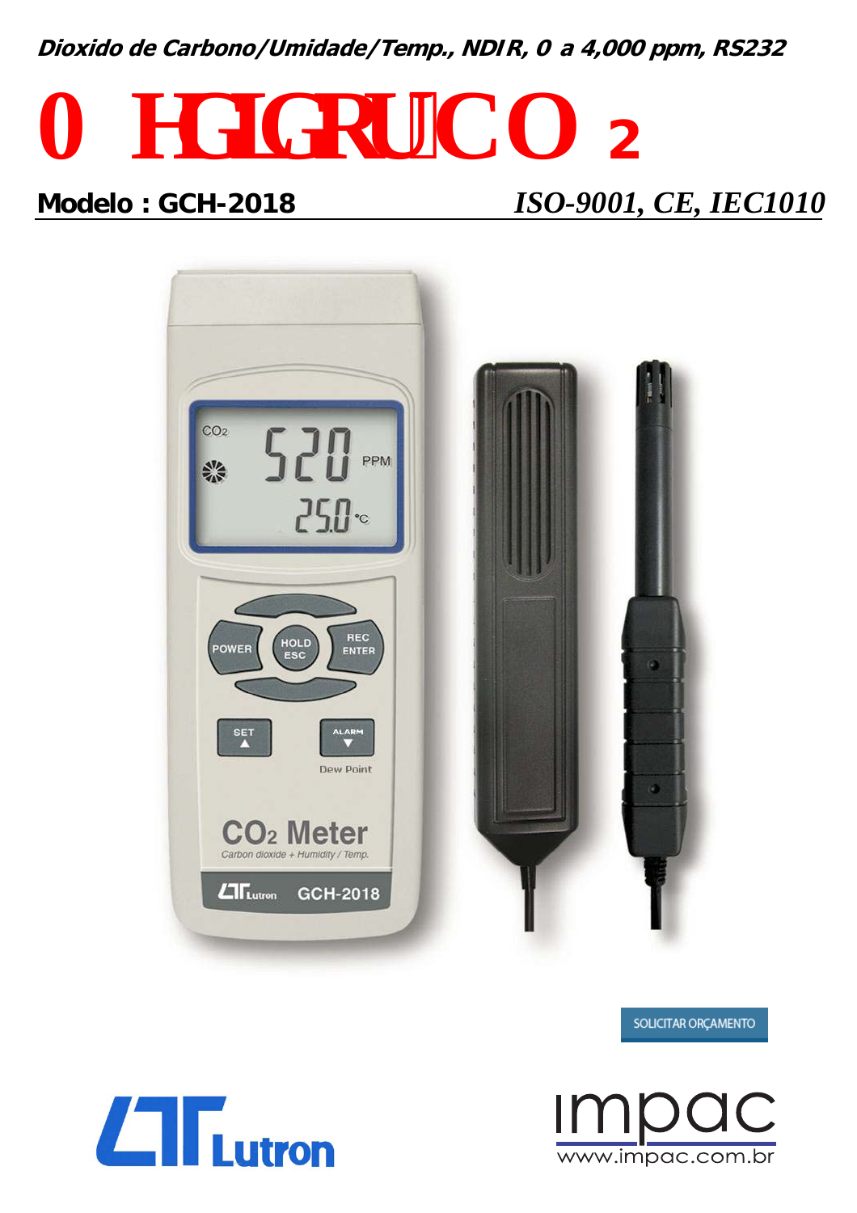***Dioxido de Carbono/Umidade/Temp., NDIR, 0 a 4,000 ppm, RS232***

# 0 HGIGRU CO 2

**Modelo : GCH-2018** *ISO-9001, CE, IEC1010*

SOLICITAR ORÇAMENTO

www.impac.com.br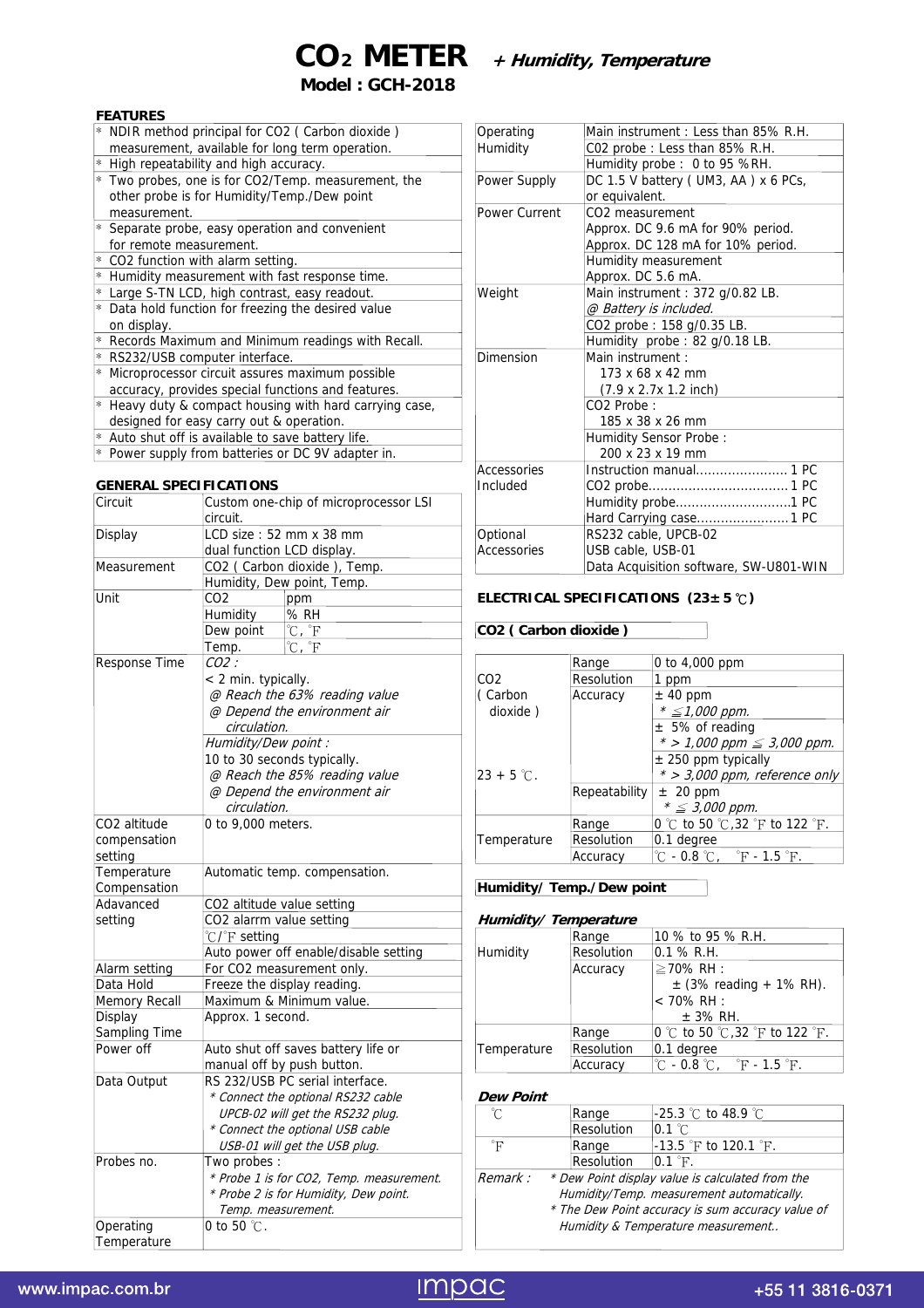# $CO_2$ METER *+ Humidity, Temperature*

**Model : GCH-2018**

## FEATURES

- NDIR method principal for CO2 ( Carbon dioxide ) measurement, available for long term operation.
- High repeatability and high accuracy.
- Two probes, one is for CO2/Temp. measurement, the other probe is for Humidity/Temp./Dew point measurement.
- Separate probe, easy operation and convenient for remote measurement.
- CO2 function with alarm setting.
- Humidity measurement with fast response time.
- Large S-TN LCD, high contrast, easy readout.
- Data hold function for freezing the desired value on display.
- Records Maximum and Minimum readings with Recall.
- RS232/USB computer interface.
- Microprocessor circuit assures maximum possible accuracy, provides special functions and features.
- Heavy duty & compact housing with hard carrying case, designed for easy carry out & operation.
- Auto shut off is available to save battery life.
- Power supply from batteries or DC 9V adapter in.

## GENERAL SPECIFICATIONS

| | | |
|---|---|---|
| Circuit | Custom one-chip of microprocessor LSI circuit. | |
| Display | LCD size : 52 mm x 38 mm dual function LCD display. | |
| Measurement | CO2 ( Carbon dioxide ), Temp. Humidity, Dew point, Temp. | |
| Unit | CO2 | ppm |
| | Humidity | % RH |
| | Dew point | ℃, ℉ |
| | Temp. | ℃, ℉ |
| Response Time | *CO2 :* < 2 min. typically. *@ Reach the 63% reading value* *@ Depend the environment air circulation.* *Humidity/Dew point :* 10 to 30 seconds typically. *@ Reach the 85% reading value* *@ Depend the environment air circulation.* | |
| CO2 altitude compensation setting | 0 to 9,000 meters. | |
| Temperature Compensation | Automatic temp. compensation. | |
| Adavanced setting | CO2 altitude value setting | |
| | CO2 alarrm value setting | |
| | ℃/℉ setting | |
| | Auto power off enable/disable setting | |
| Alarm setting | For CO2 measurement only. | |
| Data Hold | Freeze the display reading. | |
| Memory Recall | Maximum & Minimum value. | |
| Display Sampling Time | Approx. 1 second. | |
| Power off | Auto shut off saves battery life or manual off by push button. | |
| Data Output | RS 232/USB PC serial interface. *\* Connect the optional RS232 cable UPCB-02 will get the RS232 plug.* *\* Connect the optional USB cable USB-01 will get the USB plug.* | |
| Probes no. | Two probes : *\* Probe 1 is for CO2, Temp. measurement.* *\* Probe 2 is for Humidity, Dew point. Temp. measurement.* | |
| Operating Temperature | 0 to 50 ℃. | |
| Operating Humidity | Main instrument : Less than 85% R.H. | |
| | C02 probe : Less than 85% R.H. | |
| | Humidity probe : 0 to 95 % RH. | |
| Power Supply | DC 1.5 V battery ( UM3, AA ) x 6 PCs, or equivalent. | |
| Power Current | CO2 measurement Approx. DC 9.6 mA for 90% period. Approx. DC 128 mA for 10% period. | |
| | Humidity measurement Approx. DC 5.6 mA. | |
| Weight | Main instrument : 372 g/0.82 LB. *@ Battery is included.* | |
| | CO2 probe : 158 g/0.35 LB. | |
| | Humidity probe : 82 g/0.18 LB. | |
| Dimension | Main instrument : 173 x 68 x 42 mm (7.9 x 2.7x 1.2 inch) | |
| | CO2 Probe : 185 x 38 x 26 mm | |
| | Humidity Sensor Probe : 200 x 23 x 19 mm | |
| Accessories Included | Instruction manual....................... 1 PC CO2 probe.................................. 1 PC Humidity probe............................1 PC Hard Carrying case....................... 1 PC | |
| Optional Accessories | RS232 cable, UPCB-02 USB cable, USB-01 Data Acquisition software, SW-U801-WIN | |

## ELECTRICAL SPECIFICATIONS (23± 5 ℃)

### CO2 ( Carbon dioxide )

| | | |
|---|---|---|
| CO2 ( Carbon dioxide ) 23 + 5 ℃. | Range | 0 to 4,000 ppm |
| | Resolution | 1 ppm |
| | Accuracy | ± 40 ppm *\* ≦1,000 ppm.* |
| | | ± 5% of reading *\* > 1,000 ppm ≦ 3,000 ppm.* |
| | | ± 250 ppm typically *\* > 3,000 ppm, reference only* |
| | Repeatability | ± 20 ppm *\* ≦ 3,000 ppm.* |
| Temperature | Range | 0 ℃ to 50 ℃,32 ℉ to 122 ℉. |
| | Resolution | 0.1 degree |
| | Accuracy | ℃ - 0.8 ℃, ℉ - 1.5 ℉. |

### Humidity/ Temp./Dew point

***Humidity/ Temperature***

| | | |
|---|---|---|
| Humidity | Range | 10 % to 95 % R.H. |
| | Resolution | 0.1 % R.H. |
| | Accuracy | ≧70% RH : ± (3% reading + 1% RH). < 70% RH : ± 3% RH. |
| Temperature | Range | 0 ℃ to 50 ℃,32 ℉ to 122 ℉. |
| | Resolution | 0.1 degree |
| | Accuracy | ℃ - 0.8 ℃, ℉ - 1.5 ℉. |

***Dew Point***

| | | |
|---|---|---|
| ℃ | Range | -25.3 ℃ to 48.9 ℃ |
| | Resolution | 0.1 ℃ |
| ℉ | Range | -13.5 ℉ to 120.1 ℉. |
| | Resolution | 0.1 ℉. |

*Remark :* *\* Dew Point display value is calculated from the Humidity/Temp. measurement automatically.* *\* The Dew Point accuracy is sum accuracy value of Humidity & Temperature measurement..*